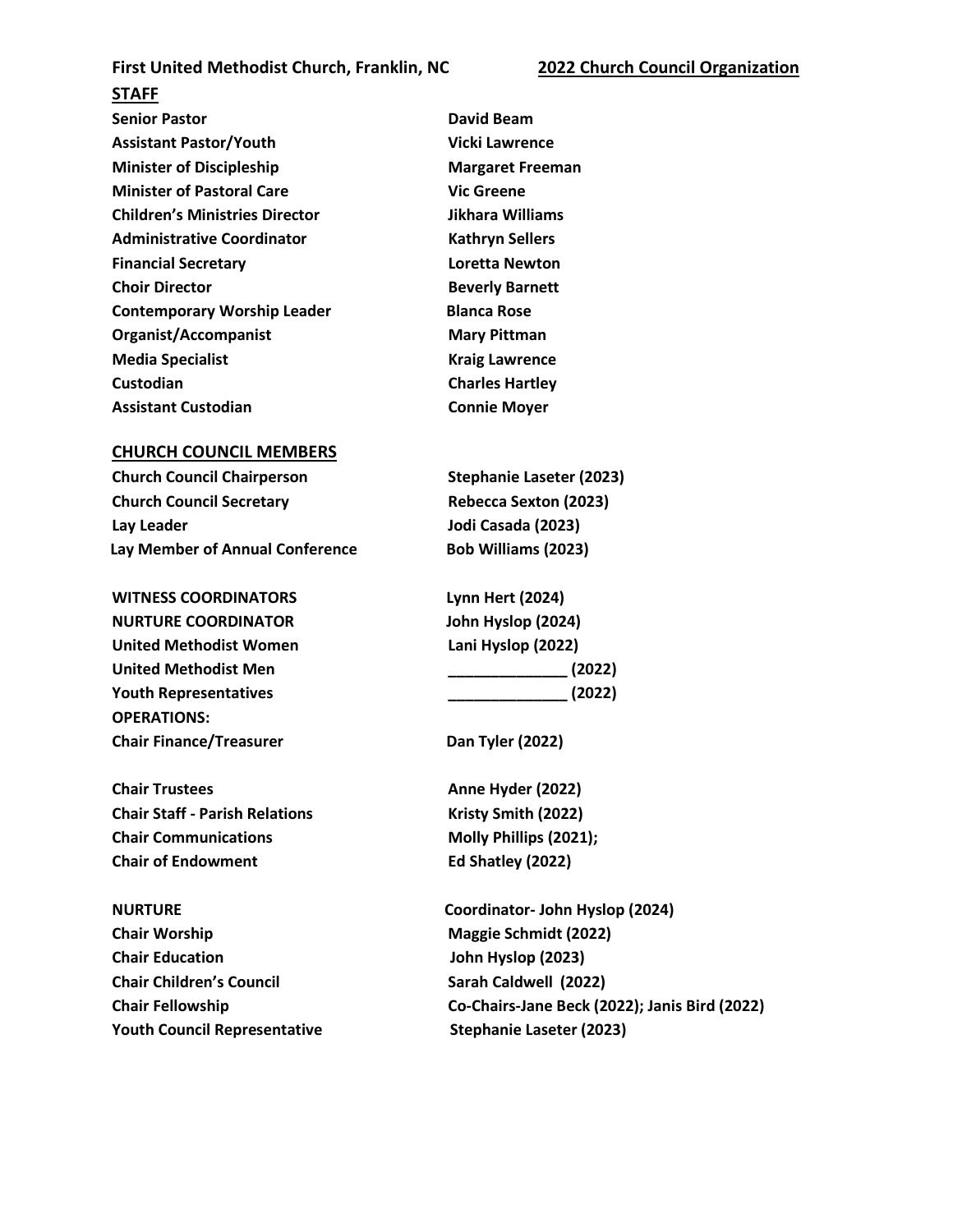**First United Methodist Church, Franklin, NC** **2022 Church Council Organization**

## STAFF

| | |
|---|---|
| **Senior Pastor** | **David Beam** |
| **Assistant Pastor/Youth** | **Vicki Lawrence** |
| **Minister of Discipleship** | **Margaret Freeman** |
| **Minister of Pastoral Care** | **Vic Greene** |
| **Children's Ministries Director** | **Jikhara Williams** |
| **Administrative Coordinator** | **Kathryn Sellers** |
| **Financial Secretary** | **Loretta Newton** |
| **Choir Director** | **Beverly Barnett** |
| **Contemporary Worship Leader** | **Blanca Rose** |
| **Organist/Accompanist** | **Mary Pittman** |
| **Media Specialist** | **Kraig Lawrence** |
| **Custodian** | **Charles Hartley** |
| **Assistant Custodian** | **Connie Moyer** |

## CHURCH COUNCIL MEMBERS

| | |
|---|---|
| **Church Council Chairperson** | **Stephanie Laseter (2023)** |
| **Church Council Secretary** | **Rebecca Sexton (2023)** |
| **Lay Leader** | **Jodi Casada (2023)** |
| **Lay Member of Annual Conference** | **Bob Williams (2023)** |
| | |
| **WITNESS COORDINATORS** | **Lynn Hert (2024)** |
| **NURTURE COORDINATOR** | **John Hyslop (2024)** |
| **United Methodist Women** | **Lani Hyslop (2022)** |
| **United Methodist Men** | **______________ (2022)** |
| **Youth Representatives** | **______________ (2022)** |
| **OPERATIONS:** | |
| **Chair Finance/Treasurer** | **Dan Tyler (2022)** |
| | |
| **Chair Trustees** | **Anne Hyder (2022)** |
| **Chair Staff - Parish Relations** | **Kristy Smith (2022)** |
| **Chair Communications** | **Molly Phillips (2021);** |
| **Chair of Endowment** | **Ed Shatley (2022)** |
| | |
| **NURTURE** | **Coordinator- John Hyslop (2024)** |
| **Chair Worship** | **Maggie Schmidt (2022)** |
| **Chair Education** | **John Hyslop (2023)** |
| **Chair Children's Council** | **Sarah Caldwell (2022)** |
| **Chair Fellowship** | **Co-Chairs-Jane Beck (2022); Janis Bird (2022)** |
| **Youth Council Representative** | **Stephanie Laseter (2023)** |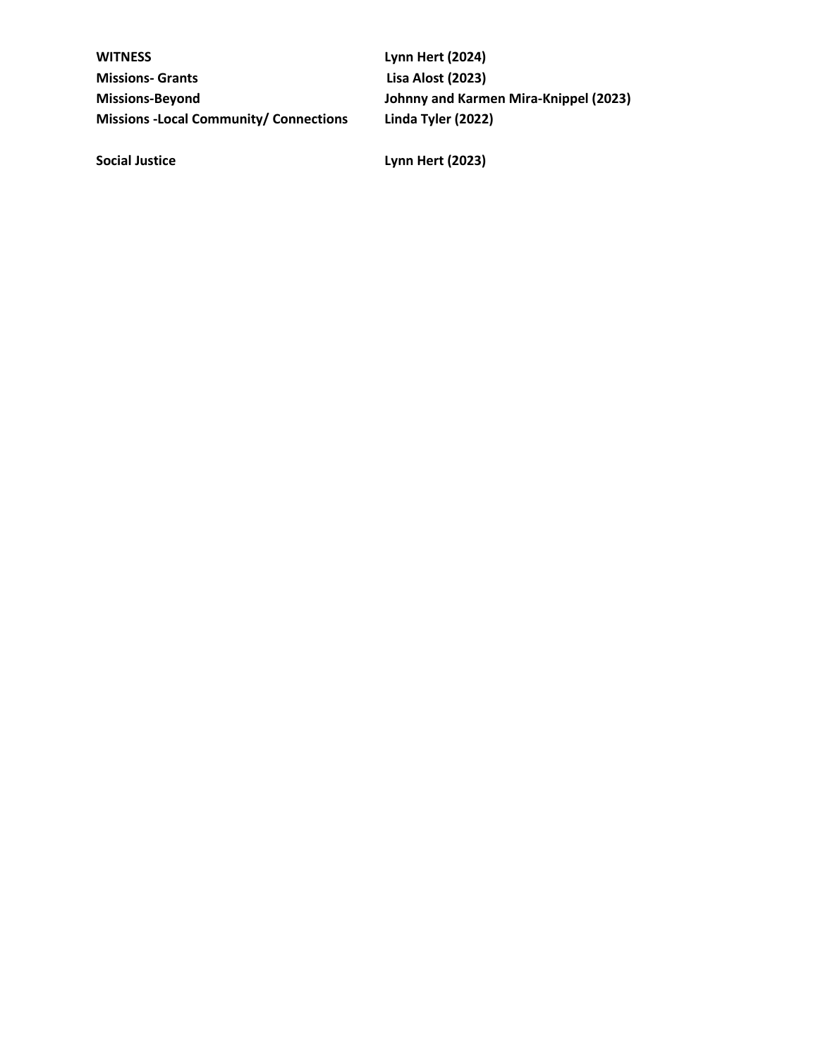| | |
|---|---|
| **WITNESS** | **Lynn Hert (2024)** |
| **Missions- Grants** | **Lisa Alost (2023)** |
| **Missions-Beyond** | **Johnny and Karmen Mira-Knippel (2023)** |
| **Missions -Local Community/ Connections** | **Linda Tyler (2022)** |
| | |
| **Social Justice** | **Lynn Hert (2023)** |